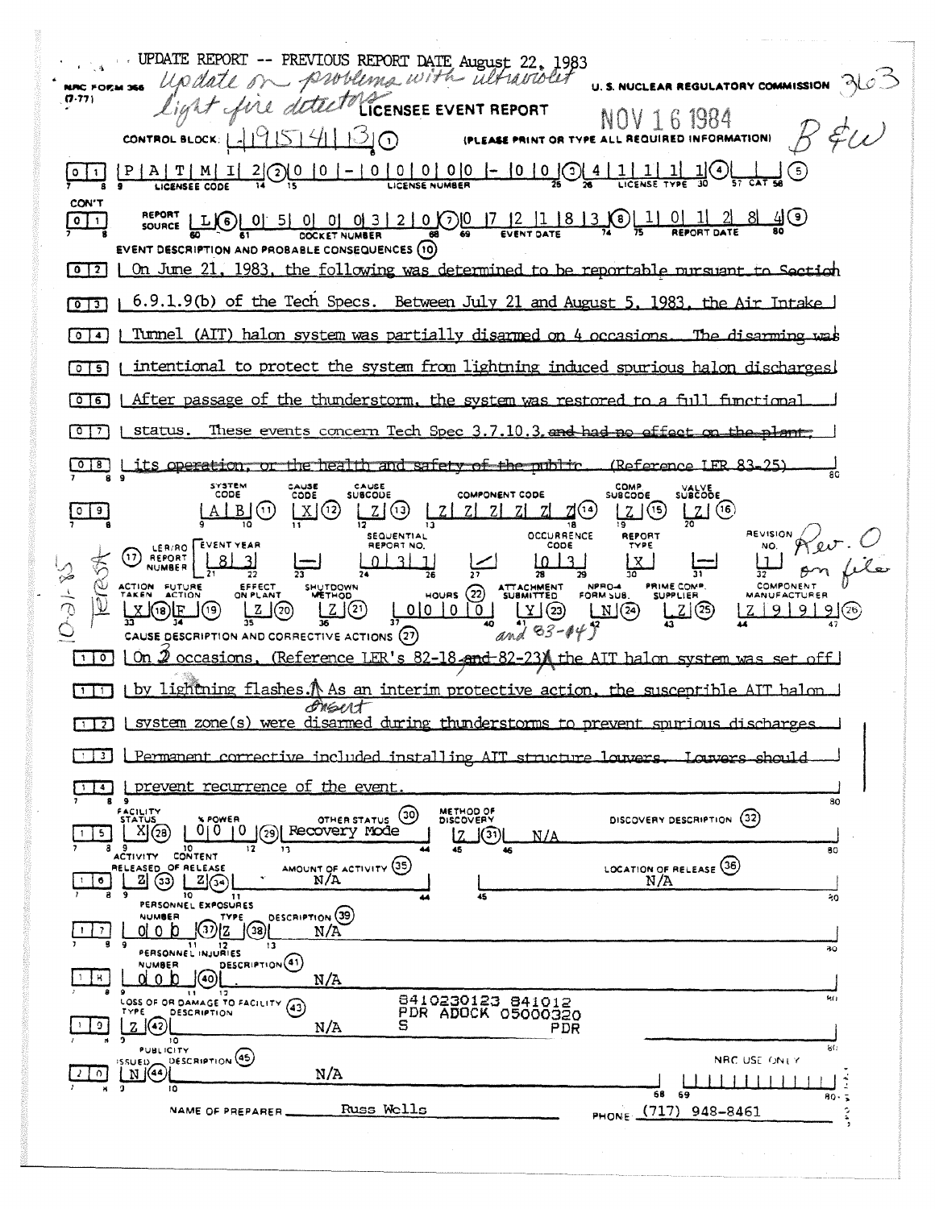UPDATE REPORT -- PREVIOUS REPORT DATE August 22, 1983

*Update on problems with ultraviolet light fire detectors*

NRC FORM 366 (7-77)

U. S. NUCLEAR REGULATORY COMMISSION 363

# LICENSEE EVENT REPORT

NOV 16 1984

B&W

CONTROL BLOCK: | | 1 9 5 4 1 3 | (1) (PLEASE PRINT OR TYPE ALL REQUIRED INFORMATION)

| 0 | 1 | P A T M I 2 (2) | 0 0 - 0 0 0 0 0 - 0 0 (3) | 4 1 1 1 1 (4) | | (5) |
|---|---|---|---|---|---|---|
| | | LICENSEE CODE | LICENSE NUMBER | LICENSE TYPE | CAT | |

CON'T

| 0 | 1 | REPORT SOURCE L (6) | 0 5 0 0 0 3 2 0 (7) | 0 7 2 1 8 3 (8) | 1 0 1 2 8 4 (9) |
|---|---|---|---|---|---|
| | | | DOCKET NUMBER | EVENT DATE | REPORT DATE |

EVENT DESCRIPTION AND PROBABLE CONSEQUENCES (10)

0 2 | On June 21, 1983, the following was determined to be reportable pursuant to Section

0 3 | 6.9.1.9(b) of the Tech Specs. Between July 21 and August 5, 1983, the Air Intake

0 4 | Tunnel (AIT) halon system was partially disarmed on 4 occasions. The disarming was

0 5 | intentional to protect the system from lightning induced spurious halon discharges.

0 6 | After passage of the thunderstorm, the system was restored to a full functional

0 7 | status. These events concern Tech Spec 3.7.10.3. ~~and had no effect on the plant,~~

0 8 | ~~its operation, or the health and safety of the public.~~ (Reference LER 83-25)

| | SYSTEM CODE | CAUSE CODE | CAUSE SUBCODE | COMPONENT CODE | COMP. SUBCODE | VALVE SUBCODE |
|---|---|---|---|---|---|---|
| 0 9 | A B (11) | X (12) | Z (13) | Z Z Z Z Z Z (14) | Z (15) | Z (16) |

| (17) LER/RO REPORT NUMBER | EVENT YEAR | | SEQUENTIAL REPORT NO. | | OCCURRENCE CODE | REPORT TYPE | | REVISION NO. |
|---|---|---|---|---|---|---|---|---|
| | 8 3 | — | 0 3 1 | / | 0 3 | X | — | 1 |

*Rev. 0 on file*

| ACTION TAKEN | FUTURE ACTION | EFFECT ON PLANT | SHUTDOWN METHOD | HOURS (22) | ATTACHMENT SUBMITTED | NPRD-4 FORM SUB. | PRIME COMP. SUPPLIER | COMPONENT MANUFACTURER |
|---|---|---|---|---|---|---|---|---|
| X (18) | F (19) | Z (20) | Z (21) | 0 0 0 0 | Y (23) | N (24) | Z (25) | Z 9 9 9 (26) |

*and 83-44*

*10-21-85 JEROSA*

CAUSE DESCRIPTION AND CORRECTIVE ACTIONS (27)

1 0 | On ~~2~~ *3* occasions, (Reference LER's 82-18, ~~and~~ 82-23 *and 83-44*) the AIT halon system was set off

1 1 | by lightning flashes. *Insert* As an interim protective action, the susceptible AIT halon

1 2 | system zone(s) were disarmed during thunderstorms to prevent spurious discharges.

1 3 | ~~Permanent corrective included installing AIT structure louvers. Louvers should~~

1 4 | ~~prevent recurrence of the event.~~

| | FACILITY STATUS | % POWER | OTHER STATUS (30) | METHOD OF DISCOVERY | DISCOVERY DESCRIPTION (32) |
|---|---|---|---|---|---|
| 1 5 | X (28) | 0 0 0 (29) | Recovery Mode | Z (31) | N/A |

| | ACTIVITY RELEASED | CONTENT OF RELEASE | AMOUNT OF ACTIVITY (35) | LOCATION OF RELEASE (36) |
|---|---|---|---|---|
| 1 6 | Z (33) | Z (34) | N/A | N/A |

PERSONNEL EXPOSURES

| | NUMBER | TYPE | DESCRIPTION (39) |
|---|---|---|---|
| 1 7 | 0 0 0 (37) | Z (38) | N/A |

PERSONNEL INJURIES

| | NUMBER | DESCRIPTION (41) |
|---|---|---|
| 1 8 | 0 0 0 (40) | N/A |

LOSS OF OR DAMAGE TO FACILITY (43)

| | TYPE | DESCRIPTION |
|---|---|---|
| 1 9 | Z (42) | N/A |

8410230123 841012
PDR ADOCK 05000320
S PDR

PUBLICITY

| | ISSUED | DESCRIPTION (45) | NRC USE ONLY |
|---|---|---|---|
| 2 0 | N (44) | N/A | |

NAME OF PREPARER Russ Wells PHONE (717) 948-8461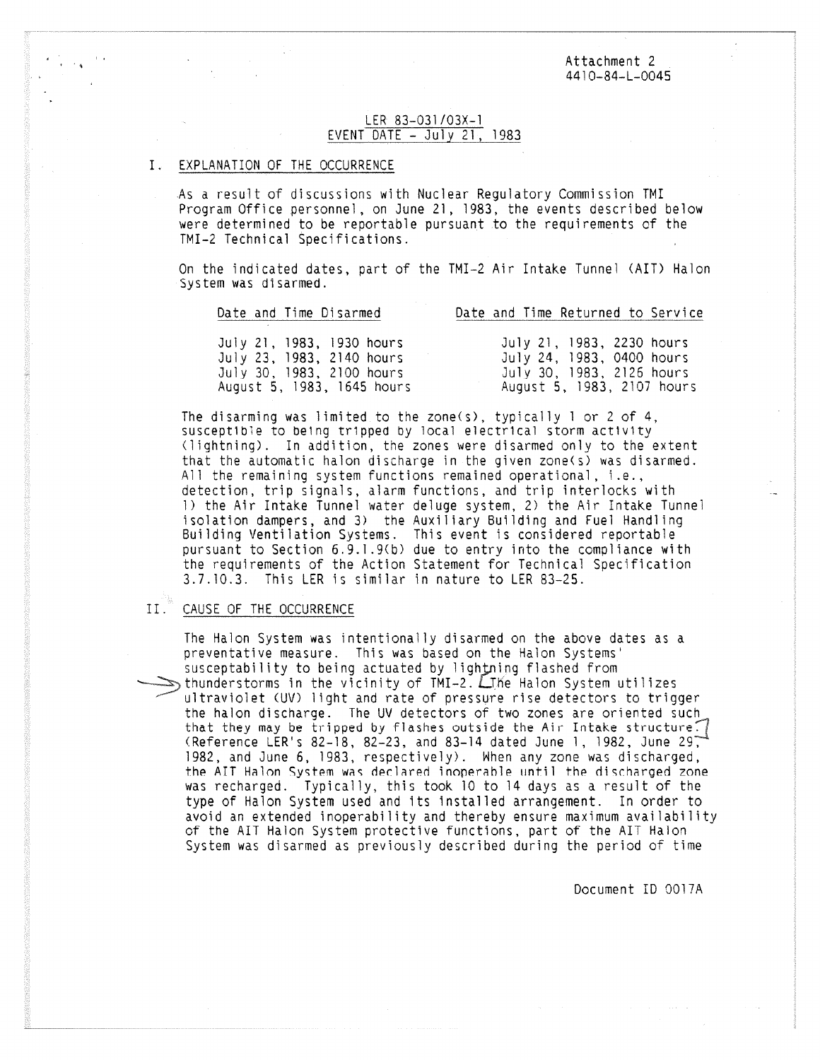Attachment 2
4410-84-L-0045

LER 83-031/03X-1
EVENT DATE - July 21, 1983

## I. EXPLANATION OF THE OCCURRENCE

As a result of discussions with Nuclear Regulatory Commission TMI Program Office personnel, on June 21, 1983, the events described below were determined to be reportable pursuant to the requirements of the TMI-2 Technical Specifications.

On the indicated dates, part of the TMI-2 Air Intake Tunnel (AIT) Halon System was disarmed.

| Date and Time Disarmed | Date and Time Returned to Service |
|---|---|
| July 21, 1983, 1930 hours | July 21, 1983, 2230 hours |
| July 23, 1983, 2140 hours | July 24, 1983, 0400 hours |
| July 30, 1983, 2100 hours | July 30, 1983, 2126 hours |
| August 5, 1983, 1645 hours | August 5, 1983, 2107 hours |

The disarming was limited to the zone(s), typically 1 or 2 of 4, susceptible to being tripped by local electrical storm activity (lightning). In addition, the zones were disarmed only to the extent that the automatic halon discharge in the given zone(s) was disarmed. All the remaining system functions remained operational, i.e., detection, trip signals, alarm functions, and trip interlocks with 1) the Air Intake Tunnel water deluge system, 2) the Air Intake Tunnel isolation dampers, and 3) the Auxiliary Building and Fuel Handling Building Ventilation Systems. This event is considered reportable pursuant to Section 6.9.1.9(b) due to entry into the compliance with the requirements of the Action Statement for Technical Specification 3.7.10.3. This LER is similar in nature to LER 83-25.

## II. CAUSE OF THE OCCURRENCE

The Halon System was intentionally disarmed on the above dates as a preventative measure. This was based on the Halon Systems' susceptability to being actuated by lightning flashed from thunderstorms in the vicinity of TMI-2. The Halon System utilizes ultraviolet (UV) light and rate of pressure rise detectors to trigger the halon discharge. The UV detectors of two zones are oriented such that they may be tripped by flashes outside the Air Intake structure. (Reference LER's 82-18, 82-23, and 83-14 dated June 1, 1982, June 29, 1982, and June 6, 1983, respectively). When any zone was discharged, the AIT Halon System was declared inoperable until the discharged zone was recharged. Typically, this took 10 to 14 days as a result of the type of Halon System used and its installed arrangement. In order to avoid an extended inoperability and thereby ensure maximum availability of the AIT Halon System protective functions, part of the AIT Halon System was disarmed as previously described during the period of time

Document ID 0017A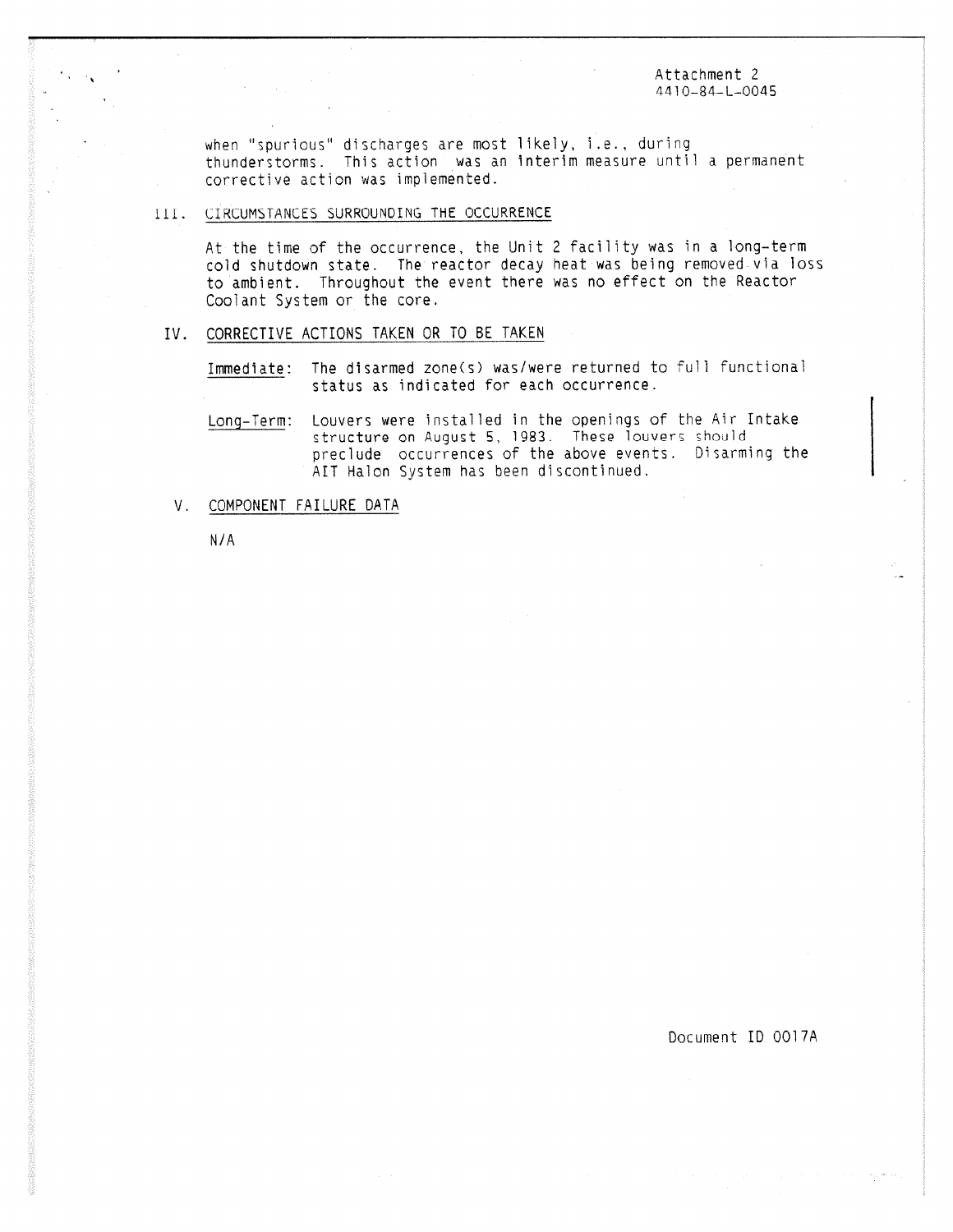Attachment 2
4410-84-L-0045

when "spurious" discharges are most likely, i.e., during thunderstorms. This action was an interim measure until a permanent corrective action was implemented.

## III. CIRCUMSTANCES SURROUNDING THE OCCURRENCE

At the time of the occurrence, the Unit 2 facility was in a long-term cold shutdown state. The reactor decay heat was being removed via loss to ambient. Throughout the event there was no effect on the Reactor Coolant System or the core.

## IV. CORRECTIVE ACTIONS TAKEN OR TO BE TAKEN

Immediate: The disarmed zone(s) was/were returned to full functional status as indicated for each occurrence.

Long-Term: Louvers were installed in the openings of the Air Intake structure on August 5, 1983. These louvers should preclude occurrences of the above events. Disarming the AIT Halon System has been discontinued.

## V. COMPONENT FAILURE DATA

N/A

Document ID 0017A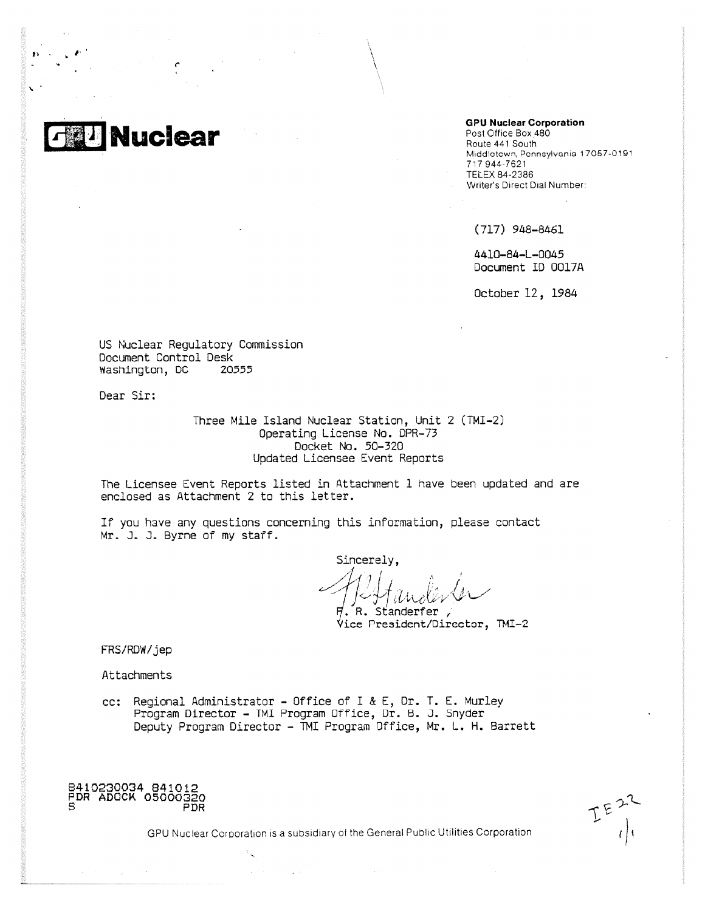**GPU Nuclear**

**GPU Nuclear Corporation**
Post Office Box 480
Route 441 South
Middletown, Pennsylvania 17057-0191
717 944-7621
TELEX 84-2386
Writer's Direct Dial Number:

(717) 948-8461

4410-84-L-0045
Document ID 0017A

October 12, 1984

US Nuclear Regulatory Commission
Document Control Desk
Washington, DC 20555

Dear Sir:

Three Mile Island Nuclear Station, Unit 2 (TMI-2)
Operating License No. DPR-73
Docket No. 50-320
Updated Licensee Event Reports

The Licensee Event Reports listed in Attachment 1 have been updated and are enclosed as Attachment 2 to this letter.

If you have any questions concerning this information, please contact Mr. J. J. Byrne of my staff.

Sincerely,

F. R. Standerfer
Vice President/Director, TMI-2

FRS/RDW/jep

Attachments

cc: Regional Administrator - Office of I & E, Dr. T. E. Murley
Program Director - TMI Program Office, Dr. B. J. Snyder
Deputy Program Director - TMI Program Office, Mr. L. H. Barrett

8410230034 841012
PDR ADOCK 05000320
S PDR

GPU Nuclear Corporation is a subsidiary of the General Public Utilities Corporation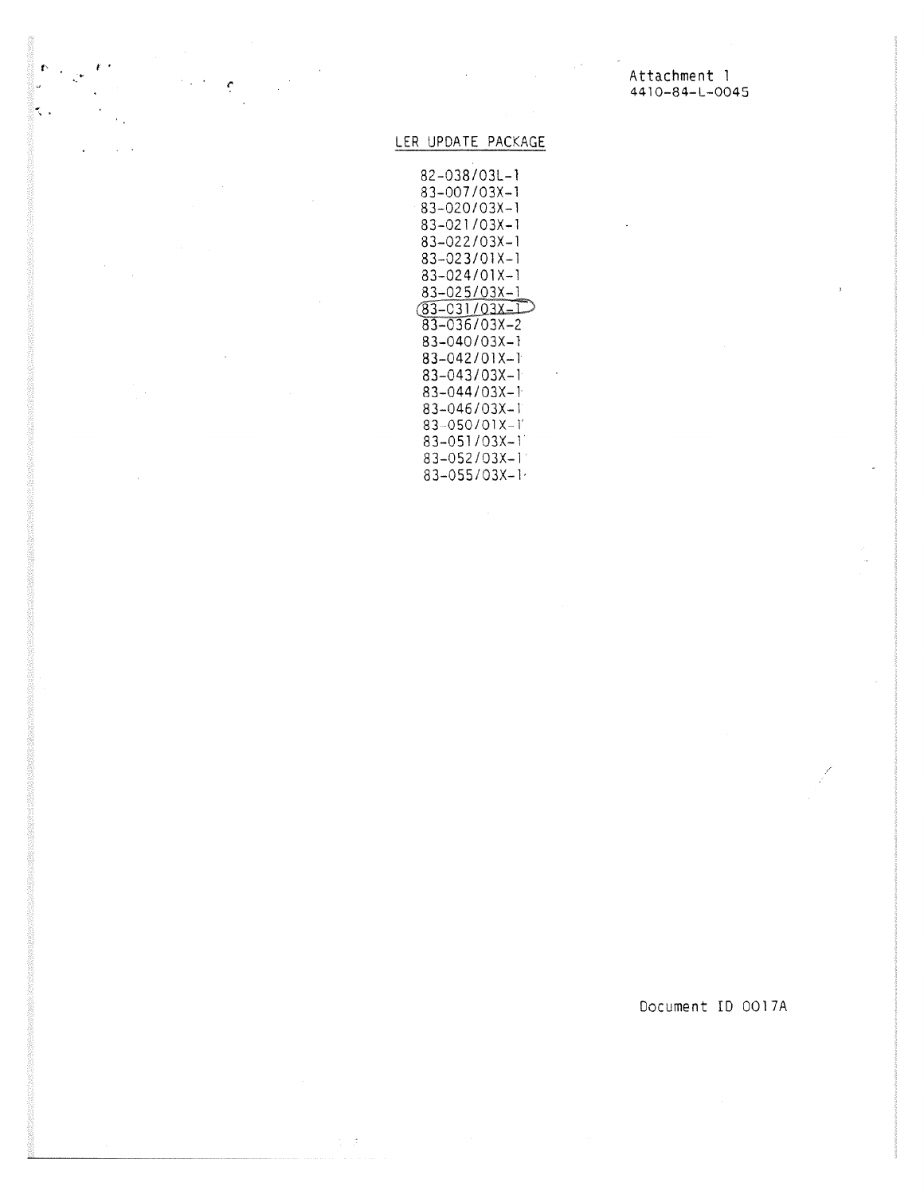Attachment 1
4410-84-L-0045

## LER UPDATE PACKAGE

82-038/03L-1
83-007/03X-1
83-020/03X-1
83-021/03X-1
83-022/03X-1
83-023/01X-1
83-024/01X-1
83-025/03X-1
83-031/03X-1
83-036/03X-2
83-040/03X-1
83-042/01X-1
83-043/03X-1
83-044/03X-1
83-046/03X-1
83-050/01X-1
83-051/03X-1
83-052/03X-1
83-055/03X-1

Document ID 0017A